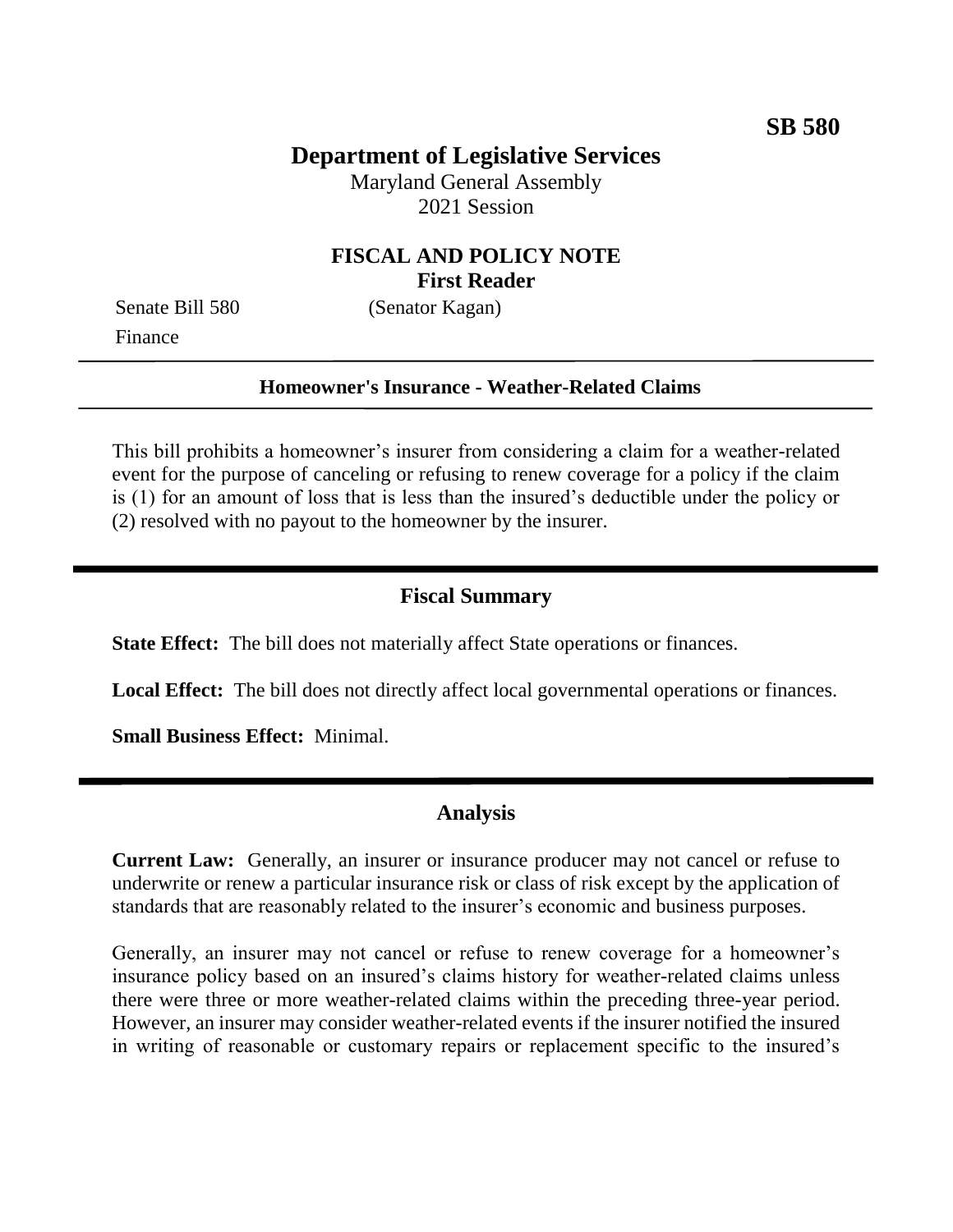**SB 580**

# Department of Legislative Services

Maryland General Assembly
2021 Session

## FISCAL AND POLICY NOTE
**First Reader**

Senate Bill 580 (Senator Kagan)
Finance

---

**Homeowner's Insurance - Weather-Related Claims**

---

This bill prohibits a homeowner's insurer from considering a claim for a weather-related event for the purpose of canceling or refusing to renew coverage for a policy if the claim is (1) for an amount of loss that is less than the insured's deductible under the policy or (2) resolved with no payout to the homeowner by the insurer.

## Fiscal Summary

**State Effect:** The bill does not materially affect State operations or finances.

**Local Effect:** The bill does not directly affect local governmental operations or finances.

**Small Business Effect:** Minimal.

## Analysis

**Current Law:** Generally, an insurer or insurance producer may not cancel or refuse to underwrite or renew a particular insurance risk or class of risk except by the application of standards that are reasonably related to the insurer's economic and business purposes.

Generally, an insurer may not cancel or refuse to renew coverage for a homeowner's insurance policy based on an insured's claims history for weather-related claims unless there were three or more weather-related claims within the preceding three-year period. However, an insurer may consider weather-related events if the insurer notified the insured in writing of reasonable or customary repairs or replacement specific to the insured's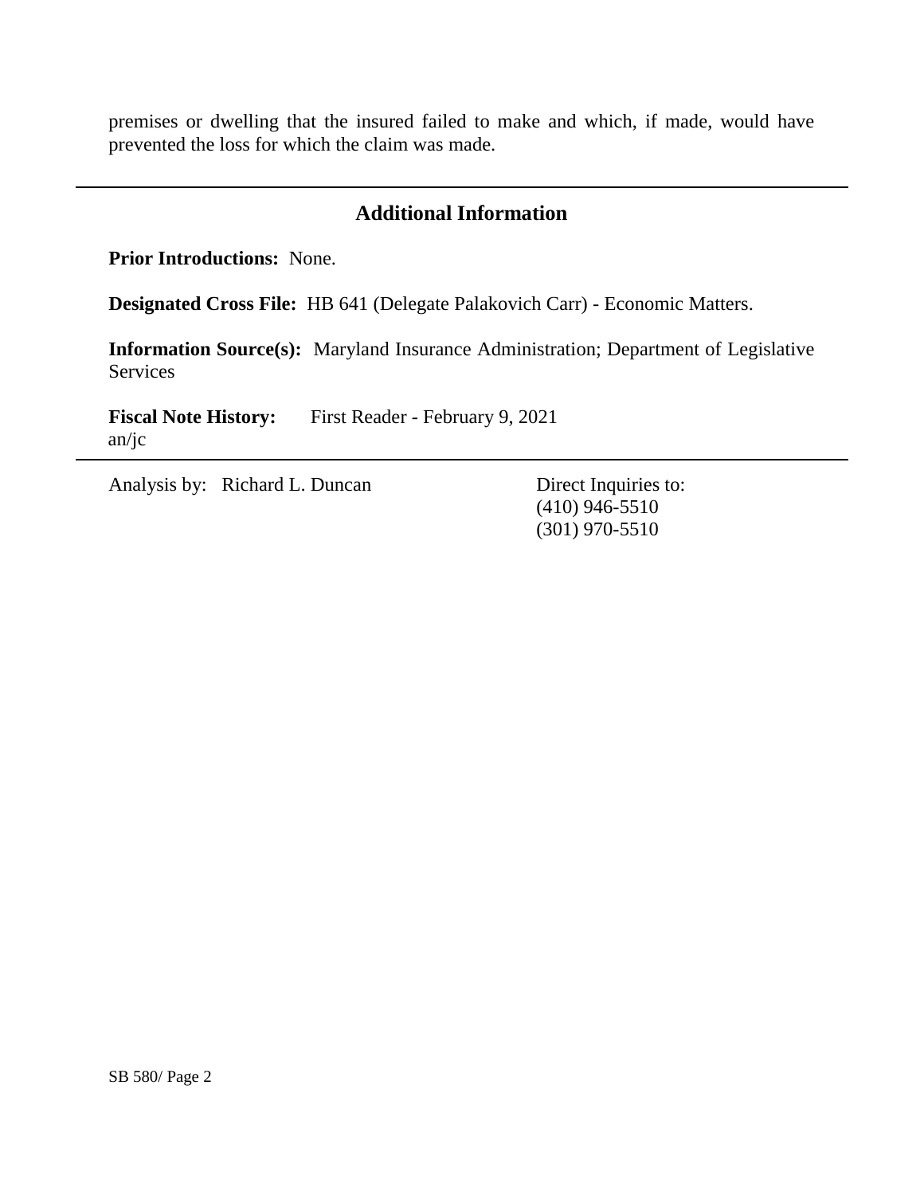premises or dwelling that the insured failed to make and which, if made, would have prevented the loss for which the claim was made.

## Additional Information

**Prior Introductions:** None.

**Designated Cross File:** HB 641 (Delegate Palakovich Carr) - Economic Matters.

**Information Source(s):** Maryland Insurance Administration; Department of Legislative Services

**Fiscal Note History:** First Reader - February 9, 2021
an/jc

Analysis by: Richard L. Duncan

Direct Inquiries to:
(410) 946-5510
(301) 970-5510